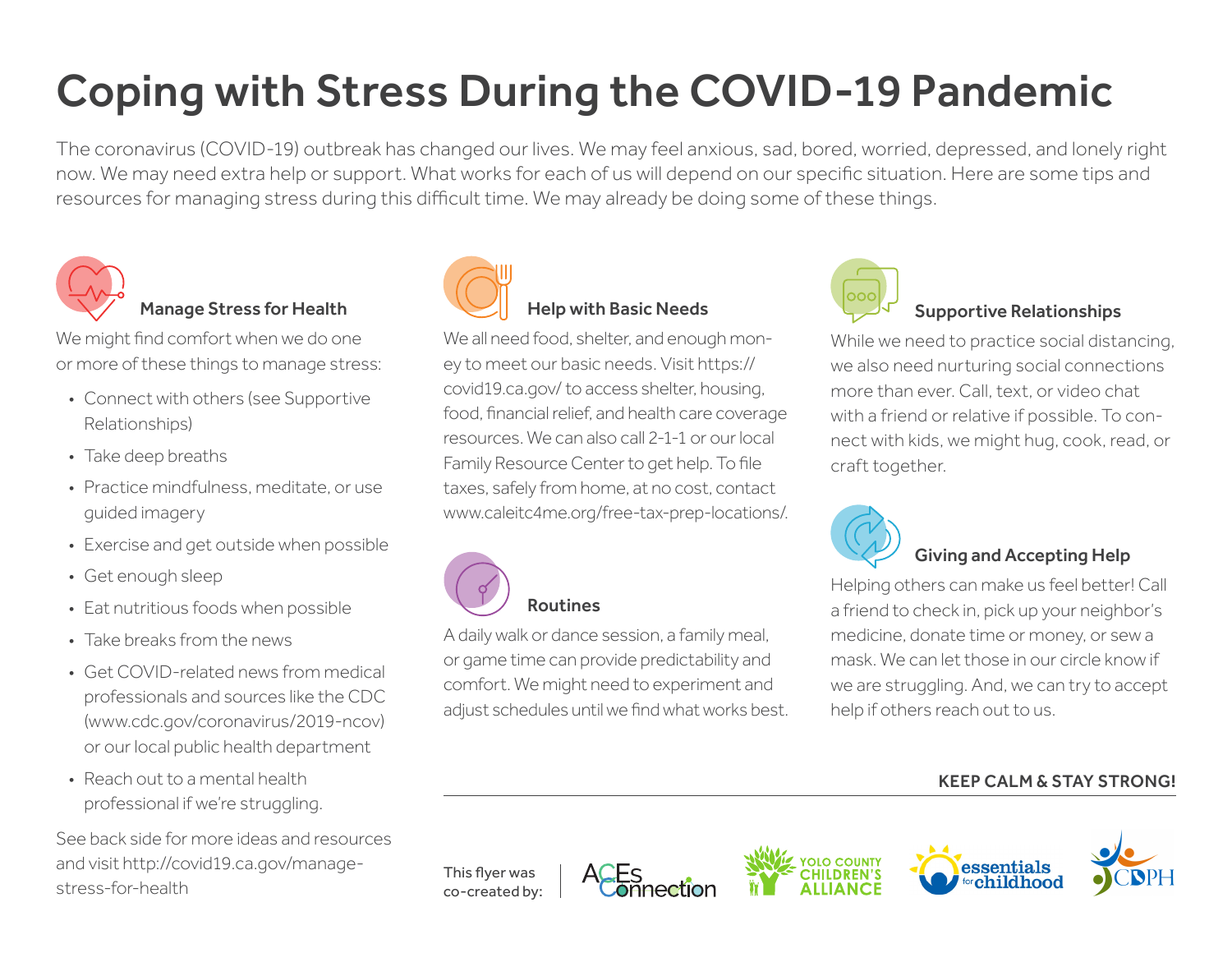# Coping with Stress During the COVID-19 Pandemic

The coronavirus (COVID-19) outbreak has changed our lives. We may feel anxious, sad, bored, worried, depressed, and lonely right now. We may need extra help or support. What works for each of us will depend on our specific situation. Here are some tips and resources for managing stress during this difficult time. We may already be doing some of these things.

### Manage Stress for Health

We might find comfort when we do one or more of these things to manage stress:

- Connect with others (see Supportive Relationships)
- Take deep breaths
- Practice mindfulness, meditate, or use guided imagery
- Exercise and get outside when possible
- Get enough sleep
- Eat nutritious foods when possible
- Take breaks from the news
- Get COVID-related news from medical professionals and sources like the CDC (www.cdc.gov/coronavirus/2019-ncov) or our local public health department
- Reach out to a mental health professional if we're struggling.

See back side for more ideas and resources and visit http://covid19.ca.gov/manage-stress-for-health

### Help with Basic Needs

We all need food, shelter, and enough money to meet our basic needs. Visit https://covid19.ca.gov/ to access shelter, housing, food, financial relief, and health care coverage resources. We can also call 2-1-1 or our local Family Resource Center to get help. To file taxes, safely from home, at no cost, contact www.caleitc4me.org/free-tax-prep-locations/.

### Routines

A daily walk or dance session, a family meal, or game time can provide predictability and comfort. We might need to experiment and adjust schedules until we find what works best.

### Supportive Relationships

While we need to practice social distancing, we also need nurturing social connections more than ever. Call, text, or video chat with a friend or relative if possible. To connect with kids, we might hug, cook, read, or craft together.

### Giving and Accepting Help

Helping others can make us feel better! Call a friend to check in, pick up your neighbor's medicine, donate time or money, or sew a mask. We can let those in our circle know if we are struggling. And, we can try to accept help if others reach out to us.

**KEEP CALM & STAY STRONG!**

This flyer was co-created by: ACEs Connection | Yolo County Children's Alliance | essentials for childhood | CDPH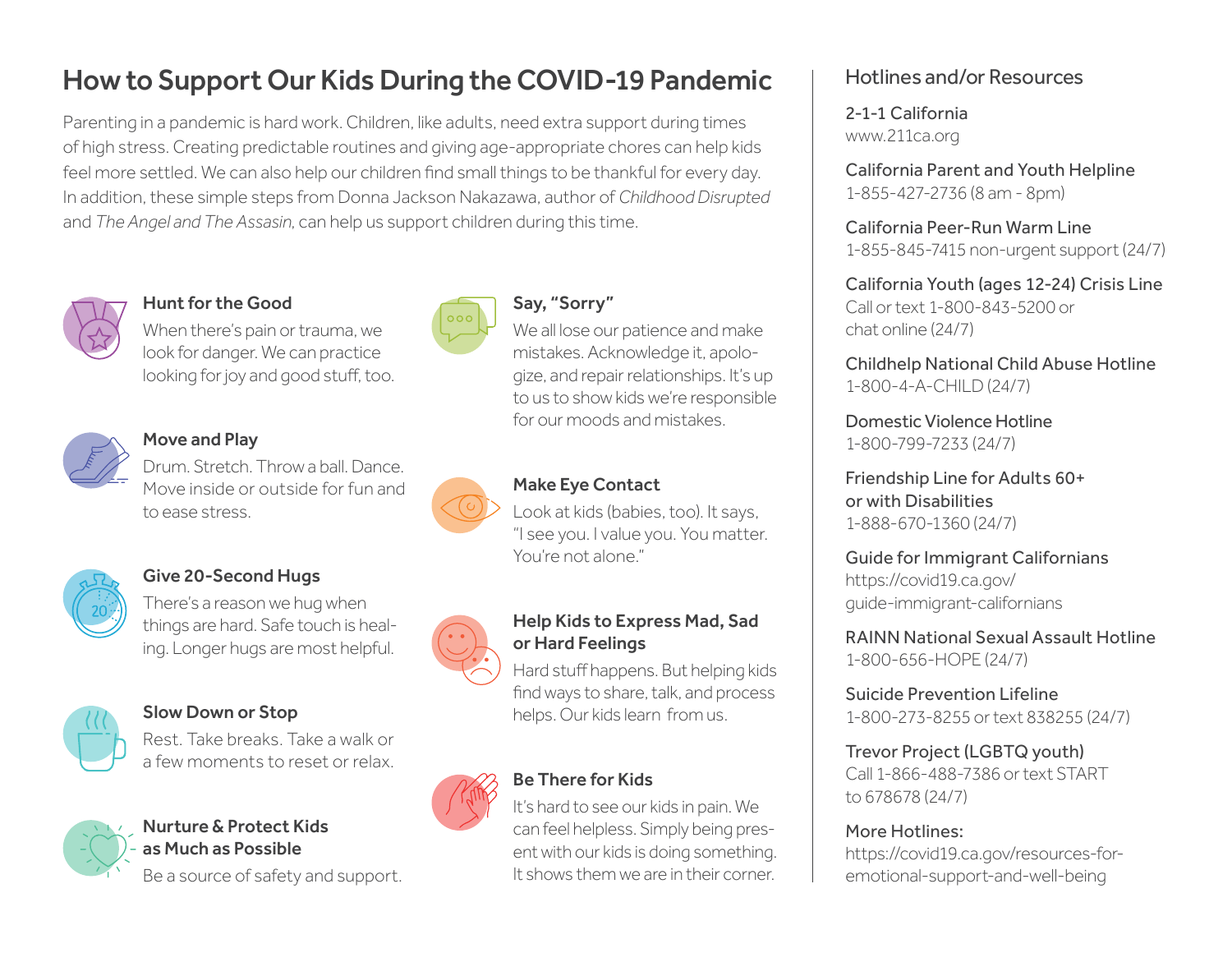# How to Support Our Kids During the COVID-19 Pandemic

Parenting in a pandemic is hard work. Children, like adults, need extra support during times of high stress. Creating predictable routines and giving age-appropriate chores can help kids feel more settled. We can also help our children find small things to be thankful for every day. In addition, these simple steps from Donna Jackson Nakazawa, author of *Childhood Disrupted* and *The Angel and The Assasin*, can help us support children during this time.

### Hunt for the Good

When there's pain or trauma, we look for danger. We can practice looking for joy and good stuff, too.

### Move and Play

Drum. Stretch. Throw a ball. Dance. Move inside or outside for fun and to ease stress.

### Give 20-Second Hugs

There's a reason we hug when things are hard. Safe touch is healing. Longer hugs are most helpful.

### Slow Down or Stop

Rest. Take breaks. Take a walk or a few moments to reset or relax.

### Nurture & Protect Kids as Much as Possible

Be a source of safety and support.

### Say, "Sorry"

We all lose our patience and make mistakes. Acknowledge it, apologize, and repair relationships. It's up to us to show kids we're responsible for our moods and mistakes.

### Make Eye Contact

Look at kids (babies, too). It says, "I see you. I value you. You matter. You're not alone."

### Help Kids to Express Mad, Sad or Hard Feelings

Hard stuff happens. But helping kids find ways to share, talk, and process helps. Our kids learn from us.

### Be There for Kids

It's hard to see our kids in pain. We can feel helpless. Simply being present with our kids is doing something. It shows them we are in their corner.

## Hotlines and/or Resources

**2-1-1 California**
www.211ca.org

**California Parent and Youth Helpline**
1-855-427-2736 (8 am - 8pm)

**California Peer-Run Warm Line**
1-855-845-7415 non-urgent support (24/7)

**California Youth (ages 12-24) Crisis Line**
Call or text 1-800-843-5200 or chat online (24/7)

**Childhelp National Child Abuse Hotline**
1-800-4-A-CHILD (24/7)

**Domestic Violence Hotline**
1-800-799-7233 (24/7)

**Friendship Line for Adults 60+ or with Disabilities**
1-888-670-1360 (24/7)

**Guide for Immigrant Californians**
https://covid19.ca.gov/guide-immigrant-californians

**RAINN National Sexual Assault Hotline**
1-800-656-HOPE (24/7)

**Suicide Prevention Lifeline**
1-800-273-8255 or text 838255 (24/7)

**Trevor Project (LGBTQ youth)**
Call 1-866-488-7386 or text START to 678678 (24/7)

**More Hotlines:**
https://covid19.ca.gov/resources-for-emotional-support-and-well-being